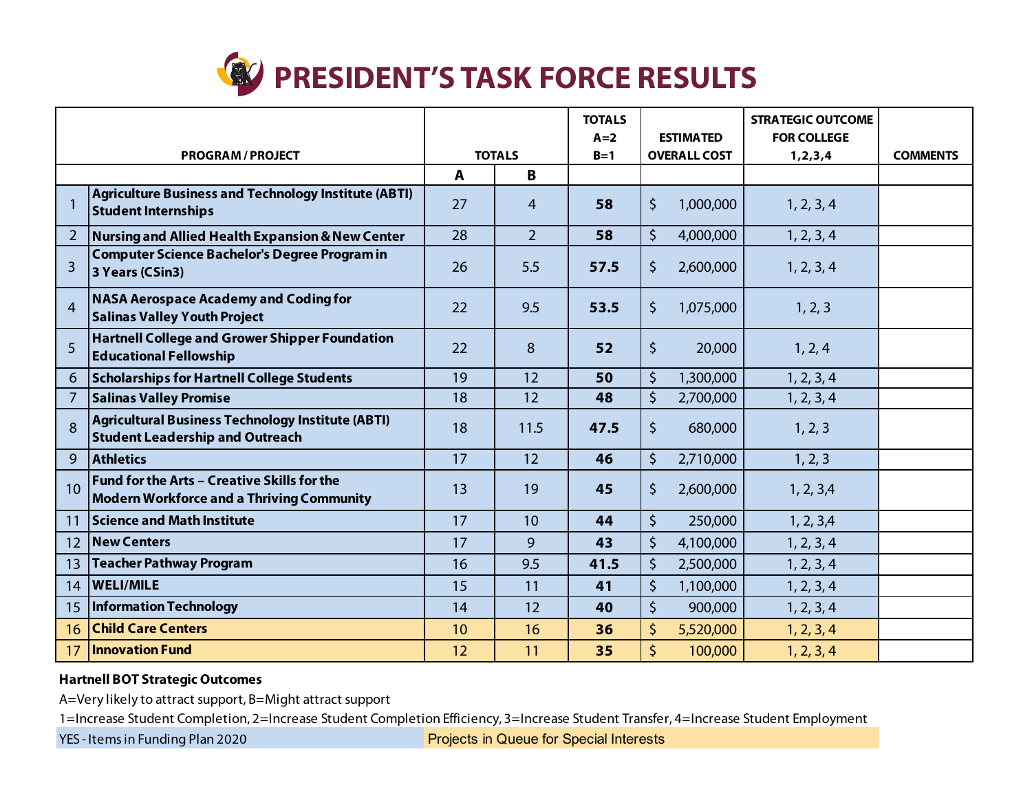# PRESIDENT'S TASK FORCE RESULTS

| | PROGRAM / PROJECT | TOTALS | | TOTALS A=2 B=1 | ESTIMATED OVERALL COST | STRATEGIC OUTCOME FOR COLLEGE 1,2,3,4 | COMMENTS |
|---|---|---|---|---|---|---|---|
| | | **A** | **B** | | | | |
| 1 | **Agriculture Business and Technology Institute (ABTI) Student Internships** | 27 | 4 | **58** | $ 1,000,000 | 1, 2, 3, 4 | |
| 2 | **Nursing and Allied Health Expansion & New Center** | 28 | 2 | **58** | $ 4,000,000 | 1, 2, 3, 4 | |
| 3 | **Computer Science Bachelor's Degree Program in 3 Years (CSin3)** | 26 | 5.5 | **57.5** | $ 2,600,000 | 1, 2, 3, 4 | |
| 4 | **NASA Aerospace Academy and Coding for Salinas Valley Youth Project** | 22 | 9.5 | **53.5** | $ 1,075,000 | 1, 2, 3 | |
| 5 | **Hartnell College and Grower Shipper Foundation Educational Fellowship** | 22 | 8 | **52** | $ 20,000 | 1, 2, 4 | |
| 6 | **Scholarships for Hartnell College Students** | 19 | 12 | **50** | $ 1,300,000 | 1, 2, 3, 4 | |
| 7 | **Salinas Valley Promise** | 18 | 12 | **48** | $ 2,700,000 | 1, 2, 3, 4 | |
| 8 | **Agricultural Business Technology Institute (ABTI) Student Leadership and Outreach** | 18 | 11.5 | **47.5** | $ 680,000 | 1, 2, 3 | |
| 9 | **Athletics** | 17 | 12 | **46** | $ 2,710,000 | 1, 2, 3 | |
| 10 | **Fund for the Arts – Creative Skills for the Modern Workforce and a Thriving Community** | 13 | 19 | **45** | $ 2,600,000 | 1, 2, 3,4 | |
| 11 | **Science and Math Institute** | 17 | 10 | **44** | $ 250,000 | 1, 2, 3,4 | |
| 12 | **New Centers** | 17 | 9 | **43** | $ 4,100,000 | 1, 2, 3, 4 | |
| 13 | **Teacher Pathway Program** | 16 | 9.5 | **41.5** | $ 2,500,000 | 1, 2, 3, 4 | |
| 14 | **WELI/MILE** | 15 | 11 | **41** | $ 1,100,000 | 1, 2, 3, 4 | |
| 15 | **Information Technology** | 14 | 12 | **40** | $ 900,000 | 1, 2, 3, 4 | |
| 16 | **Child Care Centers** | 10 | 16 | **36** | $ 5,520,000 | 1, 2, 3, 4 | |
| 17 | **Innovation Fund** | 12 | 11 | **35** | $ 100,000 | 1, 2, 3, 4 | |

**Hartnell BOT Strategic Outcomes**

A=Very likely to attract support, B=Might attract support

1=Increase Student Completion, 2=Increase Student Completion Efficiency, 3=Increase Student Transfer, 4=Increase Student Employment

YES - Items in Funding Plan 2020 | Projects in Queue for Special Interests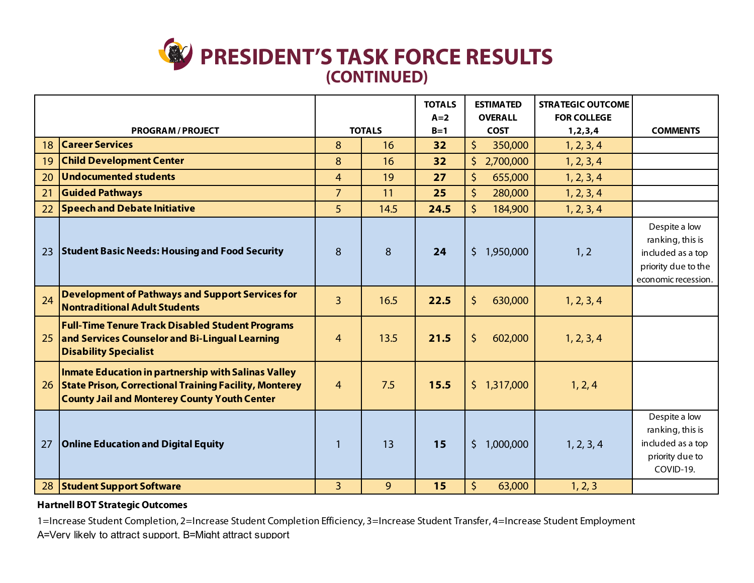# PRESIDENT'S TASK FORCE RESULTS
## (CONTINUED)

| | PROGRAM / PROJECT | TOTALS | | TOTALS A=2 B=1 | ESTIMATED OVERALL COST | STRATEGIC OUTCOME FOR COLLEGE 1,2,3,4 | COMMENTS |
|---|---|---|---|---|---|---|---|
| 18 | **Career Services** | 8 | 16 | **32** | $ 350,000 | 1, 2, 3, 4 | |
| 19 | **Child Development Center** | 8 | 16 | **32** | $ 2,700,000 | 1, 2, 3, 4 | |
| 20 | **Undocumented students** | 4 | 19 | **27** | $ 655,000 | 1, 2, 3, 4 | |
| 21 | **Guided Pathways** | 7 | 11 | **25** | $ 280,000 | 1, 2, 3, 4 | |
| 22 | **Speech and Debate Initiative** | 5 | 14.5 | **24.5** | $ 184,900 | 1, 2, 3, 4 | |
| 23 | **Student Basic Needs: Housing and Food Security** | 8 | 8 | **24** | $ 1,950,000 | 1, 2 | Despite a low ranking, this is included as a top priority due to the economic recession. |
| 24 | **Development of Pathways and Support Services for Nontraditional Adult Students** | 3 | 16.5 | **22.5** | $ 630,000 | 1, 2, 3, 4 | |
| 25 | **Full-Time Tenure Track Disabled Student Programs and Services Counselor and Bi-Lingual Learning Disability Specialist** | 4 | 13.5 | **21.5** | $ 602,000 | 1, 2, 3, 4 | |
| 26 | **Inmate Education in partnership with Salinas Valley State Prison, Correctional Training Facility, Monterey County Jail and Monterey County Youth Center** | 4 | 7.5 | **15.5** | $ 1,317,000 | 1, 2, 4 | |
| 27 | **Online Education and Digital Equity** | 1 | 13 | **15** | $ 1,000,000 | 1, 2, 3, 4 | Despite a low ranking, this is included as a top priority due to COVID-19. |
| 28 | **Student Support Software** | 3 | 9 | **15** | $ 63,000 | 1, 2, 3 | |

**Hartnell BOT Strategic Outcomes**

1=Increase Student Completion, 2=Increase Student Completion Efficiency, 3=Increase Student Transfer, 4=Increase Student Employment

A=Very likely to attract support, B=Might attract support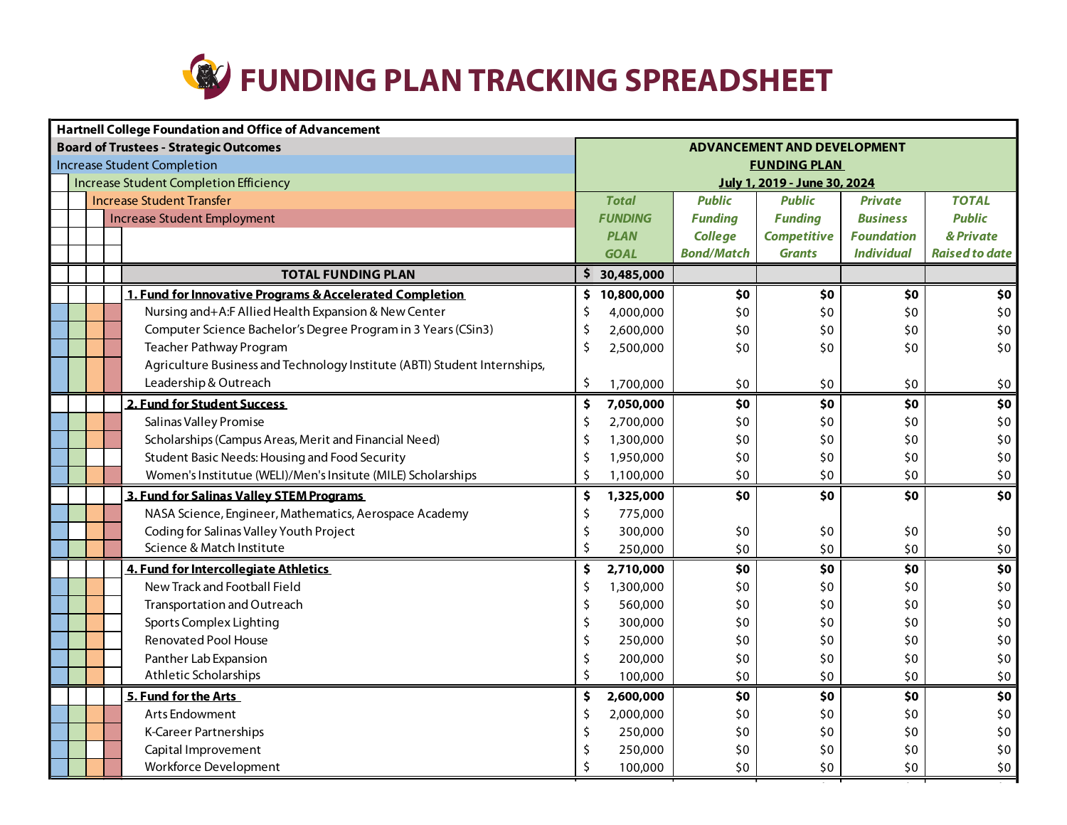# FUNDING PLAN TRACKING SPREADSHEET

**Hartnell College Foundation and Office of Advancement**

**Board of Trustees - Strategic Outcomes**

- Increase Student Completion
- Increase Student Completion Efficiency
- Increase Student Transfer
- Increase Student Employment

**ADVANCEMENT AND DEVELOPMENT**
**FUNDING PLAN**
**July 1, 2019 - June 30, 2024**

| | *Total FUNDING PLAN GOAL* | *Public Funding College Bond/Match* | *Public Funding Competitive Grants* | *Private Business Foundation Individual* | *TOTAL Public & Private Raised to date* |
|---|---|---|---|---|---|
| **TOTAL FUNDING PLAN** | **$ 30,485,000** | | | | |
| **1. Fund for Innovative Programs & Accelerated Completion** | **$ 10,800,000** | **$0** | **$0** | **$0** | **$0** |
| Nursing and+A:F Allied Health Expansion & New Center | $ 4,000,000 | $0 | $0 | $0 | $0 |
| Computer Science Bachelor's Degree Program in 3 Years (CSin3) | $ 2,600,000 | $0 | $0 | $0 | $0 |
| Teacher Pathway Program | $ 2,500,000 | $0 | $0 | $0 | $0 |
| Agriculture Business and Technology Institute (ABTI) Student Internships, Leadership & Outreach | $ 1,700,000 | $0 | $0 | $0 | $0 |
| **2. Fund for Student Success** | **$ 7,050,000** | **$0** | **$0** | **$0** | **$0** |
| Salinas Valley Promise | $ 2,700,000 | $0 | $0 | $0 | $0 |
| Scholarships (Campus Areas, Merit and Financial Need) | $ 1,300,000 | $0 | $0 | $0 | $0 |
| Student Basic Needs: Housing and Food Security | $ 1,950,000 | $0 | $0 | $0 | $0 |
| Women's Institutue (WELI)/Men's Insitute (MILE) Scholarships | $ 1,100,000 | $0 | $0 | $0 | $0 |
| **3. Fund for Salinas Valley STEM Programs** | **$ 1,325,000** | **$0** | **$0** | **$0** | **$0** |
| NASA Science, Engineer, Mathematics, Aerospace Academy | $ 775,000 | | | | |
| Coding for Salinas Valley Youth Project | $ 300,000 | $0 | $0 | $0 | $0 |
| Science & Match Institute | $ 250,000 | $0 | $0 | $0 | $0 |
| **4. Fund for Intercollegiate Athletics** | **$ 2,710,000** | **$0** | **$0** | **$0** | **$0** |
| New Track and Football Field | $ 1,300,000 | $0 | $0 | $0 | $0 |
| Transportation and Outreach | $ 560,000 | $0 | $0 | $0 | $0 |
| Sports Complex Lighting | $ 300,000 | $0 | $0 | $0 | $0 |
| Renovated Pool House | $ 250,000 | $0 | $0 | $0 | $0 |
| Panther Lab Expansion | $ 200,000 | $0 | $0 | $0 | $0 |
| Athletic Scholarships | $ 100,000 | $0 | $0 | $0 | $0 |
| **5. Fund for the Arts** | **$ 2,600,000** | **$0** | **$0** | **$0** | **$0** |
| Arts Endowment | $ 2,000,000 | $0 | $0 | $0 | $0 |
| K-Career Partnerships | $ 250,000 | $0 | $0 | $0 | $0 |
| Capital Improvement | $ 250,000 | $0 | $0 | $0 | $0 |
| Workforce Development | $ 100,000 | $0 | $0 | $0 | $0 |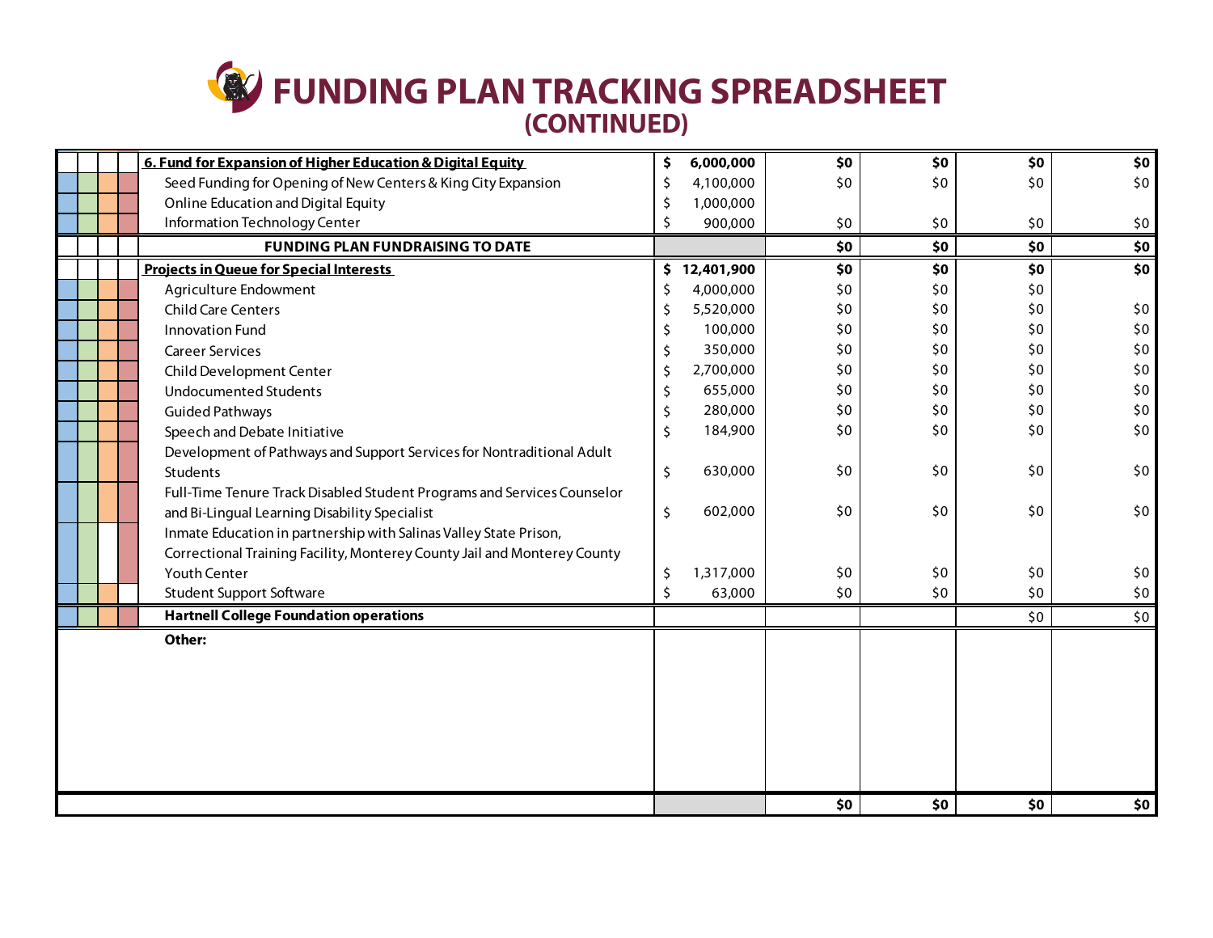# FUNDING PLAN TRACKING SPREADSHEET
## (CONTINUED)

| | | | | | | | | |
|---|---|---|---|---|---|---|---|---|
| | | | | **6. Fund for Expansion of Higher Education & Digital Equity** | **$ 6,000,000** | **$0** | **$0** | **$0** | **$0** |
| | | | | Seed Funding for Opening of New Centers & King City Expansion | $ 4,100,000 | $0 | $0 | $0 | $0 |
| | | | | Online Education and Digital Equity | $ 1,000,000 | | | | |
| | | | | Information Technology Center | $ 900,000 | $0 | $0 | $0 | $0 |
| | | | | **FUNDING PLAN FUNDRAISING TO DATE** | | **$0** | **$0** | **$0** | **$0** |
| | | | | **Projects in Queue for Special Interests** | **$ 12,401,900** | **$0** | **$0** | **$0** | **$0** |
| | | | | Agriculture Endowment | $ 4,000,000 | $0 | $0 | $0 | |
| | | | | Child Care Centers | $ 5,520,000 | $0 | $0 | $0 | $0 |
| | | | | Innovation Fund | $ 100,000 | $0 | $0 | $0 | $0 |
| | | | | Career Services | $ 350,000 | $0 | $0 | $0 | $0 |
| | | | | Child Development Center | $ 2,700,000 | $0 | $0 | $0 | $0 |
| | | | | Undocumented Students | $ 655,000 | $0 | $0 | $0 | $0 |
| | | | | Guided Pathways | $ 280,000 | $0 | $0 | $0 | $0 |
| | | | | Speech and Debate Initiative | $ 184,900 | $0 | $0 | $0 | $0 |
| | | | | Development of Pathways and Support Services for Nontraditional Adult Students | $ 630,000 | $0 | $0 | $0 | $0 |
| | | | | Full-Time Tenure Track Disabled Student Programs and Services Counselor and Bi-Lingual Learning Disability Specialist | $ 602,000 | $0 | $0 | $0 | $0 |
| | | | | Inmate Education in partnership with Salinas Valley State Prison, Correctional Training Facility, Monterey County Jail and Monterey County Youth Center | $ 1,317,000 | $0 | $0 | $0 | $0 |
| | | | | Student Support Software | $ 63,000 | $0 | $0 | $0 | $0 |
| | | | | **Hartnell College Foundation operations** | | | | $0 | $0 |
| | | | | **Other:** | | | | | |
| | | | | | | **$0** | **$0** | **$0** | **$0** |